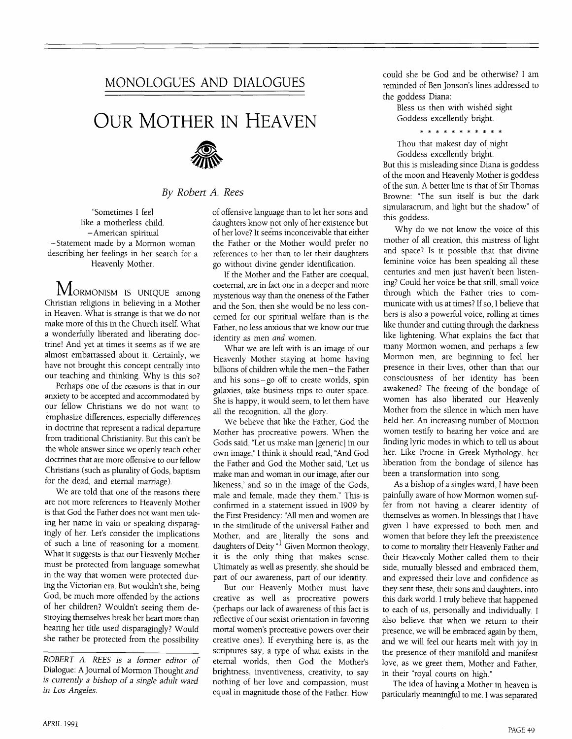## MONOLOGUES AND DIALOGUES

# OUR MOTHER IN HEAVEN

*By Robert A. Rees*

"Sometimes I feel
like a motherless child.
—American spiritual
—Statement made by a Mormon woman describing her feelings in her search for a Heavenly Mother.

MORMONISM IS UNIQUE among Christian religions in believing in a Mother in Heaven. What is strange is that we do not make more of this in the Church itself. What a wonderfully liberated and liberating doctrine! And yet at times it seems as if we are almost embarrassed about it. Certainly, we have not brought this concept centrally into our teaching and thinking. Why is this so?

Perhaps one of the reasons is that in our anxiety to be accepted and accommodated by our fellow Christians we do not want to emphasize differences, especially differences in doctrine that represent a radical departure from traditional Christianity. But this can't be the whole answer since we openly teach other doctrines that are more offensive to our fellow Christians (such as plurality of Gods, baptism for the dead, and eternal marriage).

We are told that one of the reasons there are not more references to Heavenly Mother is that God the Father does not want men taking her name in vain or speaking disparagingly of her. Let's consider the implications of such a line of reasoning for a moment. What it suggests is that our Heavenly Mother must be protected from language somewhat in the way that women were protected during the Victorian era. But wouldn't she, being God, be much more offended by the actions of her children? Wouldn't seeing them destroying themselves break her heart more than hearing her title used disparagingly? Would she rather be protected from the possibility of offensive language than to let her sons and daughters know not only of her existence but of her love? It seems inconceivable that either the Father or the Mother would prefer no references to her than to let their daughters go without divine gender identification.

If the Mother and the Father are coequal, coeternal, are in fact one in a deeper and more mysterious way than the oneness of the Father and the Son, then she would be no less concerned for our spiritual welfare than is the Father, no less anxious that we know our true identity as men *and* women.

What we are left with is an image of our Heavenly Mother staying at home having billions of children while the men—the Father and his sons—go off to create worlds, spin galaxies, take business trips to outer space. She is happy, it would seem, to let them have all the recognition, all the glory.

We believe that like the Father, God the Mother has procreative powers. When the Gods said, "Let us make man [generic] in our own image," I think it should read, "And God the Father and God the Mother said, 'Let us make man and woman in our image, after our likeness,' and so in the image of the Gods, male and female, made they them." This is confirmed in a statement issued in 1909 by the First Presidency: "All men and women are in the similitude of the universal Father and Mother, and are literally the sons and daughters of Deity"[1] Given Mormon theology, it is the only thing that makes sense. Ultimately as well as presently, she should be part of our awareness, part of our identity.

But our Heavenly Mother must have creative as well as procreative powers (perhaps our lack of awareness of this fact is reflective of our sexist orientation in favoring mortal women's procreative powers over their creative ones). If everything here is, as the scriptures say, a type of what exists in the eternal worlds, then God the Mother's brightness, inventiveness, creativity, to say nothing of her love and compassion, must equal in magnitude those of the Father. How could she be God and be otherwise? I am reminded of Ben Jonson's lines addressed to the goddess Diana:

> Bless us then with wishèd sight
> Goddess excellently bright.
>
> \* \* \* \* \* \* \* \* \* \* \*
>
> Thou that makest day of night
> Goddess excellently bright.

But this is misleading since Diana is goddess of the moon and Heavenly Mother is goddess of the sun. A better line is that of Sir Thomas Browne: "The sun itself is but the dark simularacrum, and light but the shadow" of this goddess.

Why do we not know the voice of this mother of all creation, this mistress of light and space? Is it possible that that divine feminine voice has been speaking all these centuries and men just haven't been listening? Could her voice be that still, small voice through which the Father tries to communicate with us at times? If so, I believe that hers is also a powerful voice, rolling at times like thunder and cutting through the darkness like lightening. What explains the fact that many Mormon women, and perhaps a few Mormon men, are beginning to feel her presence in their lives, other than that our consciousness of her identity has been awakened? The freeing of the bondage of women has also liberated our Heavenly Mother from the silence in which men have held her. An increasing number of Mormon women testify to hearing her voice and are finding lyric modes in which to tell us about her. Like Procne in Greek Mythology, her liberation from the bondage of silence has been a transformation into song.

As a bishop of a singles ward, I have been painfully aware of how Mormon women suffer from not having a clearer identity of themselves as women. In blessings that I have given I have expressed to both men and women that before they left the preexistence to come to mortality their Heavenly Father *and* their Heavenly Mother called them to their side, mutually blessed and embraced them, and expressed their love and confidence as they sent these, their sons and daughters, into this dark world. I truly believe that happened to each of us, personally and individually. I also believe that when we return to their presence, we will be embraced again by them, and we will feel our hearts melt with joy in the presence of their manifold and manifest love, as we greet them, Mother and Father, in their "royal courts on high."

The idea of having a Mother in heaven is particularly meaningful to me. I was separated

---

*ROBERT A. REES is a former editor of* Dialogue: A Journal of Mormon Thought *and is currently a bishop of a single adult ward in Los Angeles.*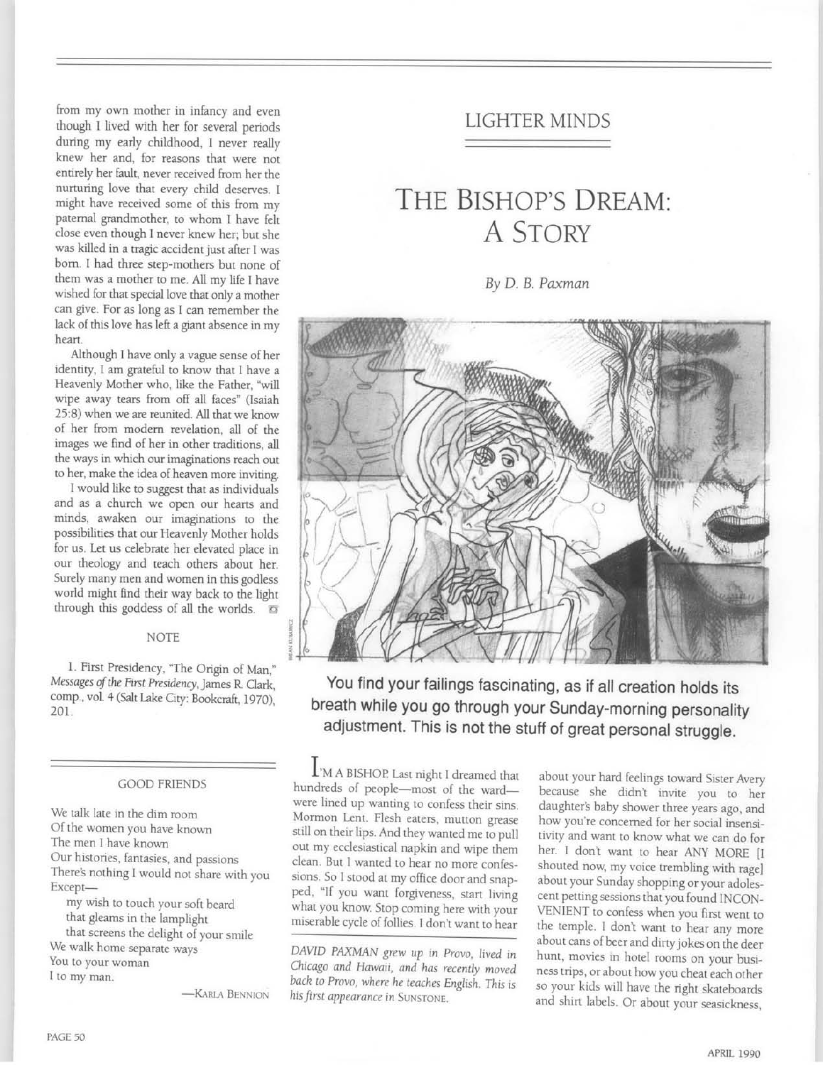from my own mother in infancy and even though I lived with her for several periods during my early childhood, I never really knew her and, for reasons that were not entirely her fault, never received from her the nurturing love that every child deserves. I might have received some of this from my paternal grandmother, to whom I have felt close even though I never knew her; but she was killed in a tragic accident just after I was born. I had three step-mothers but none of them was a mother to me. All my life I have wished for that special love that only a mother can give. For as long as I can remember the lack of this love has left a giant absence in my heart.

Although I have only a vague sense of her identity, I am grateful to know that I have a Heavenly Mother who, like the Father, "will wipe away tears from off all faces" (Isaiah 25:8) when we are reunited. All that we know of her from modern revelation, all of the images we find of her in other traditions, all the ways in which our imaginations reach out to her, make the idea of heaven more inviting.

I would like to suggest that as individuals and as a church we open our hearts and minds, awaken our imaginations to the possibilities that our Heavenly Mother holds for us. Let us celebrate her elevated place in our theology and teach others about her. Surely many men and women in this godless world might find their way back to the light through this goddess of all the worlds.

NOTE

1. First Presidency, "The Origin of Man," *Messages of the First Presidency*, James R. Clark, comp., vol. 4 (Salt Lake City: Bookcraft, 1970), 201.

GOOD FRIENDS

We talk late in the dim room
Of the women you have known
The men I have known
Our histories, fantasies, and passions
There's nothing I would not share with you
Except—
  my wish to touch your soft beard
  that gleams in the lamplight
  that screens the delight of your smile
We walk home separate ways
You to your woman
I to my man.

—KARLA BENNION

## LIGHTER MINDS

# THE BISHOP'S DREAM: A STORY

*By D. B. Paxman*

**You find your failings fascinating, as if all creation holds its breath while you go through your Sunday-morning personality adjustment. This is not the stuff of great personal struggle.**

I'M A BISHOP. Last night I dreamed that hundreds of people—most of the ward—were lined up wanting to confess their sins. Mormon Lent. Flesh eaters, mutton grease still on their lips. And they wanted me to pull out my ecclesiastical napkin and wipe them clean. But I wanted to hear no more confessions. So I stood at my office door and snapped, "If you want forgiveness, start living what you know. Stop coming here with your miserable cycle of follies. I don't want to hear about your hard feelings toward Sister Avery because she didn't invite you to her daughter's baby shower three years ago, and how you're concerned for her social insensitivity and want to know what we can do for her. I don't want to hear ANY MORE [I shouted now, my voice trembling with rage] about your Sunday shopping or your adolescent petting sessions that you found INCONVENIENT to confess when you first went to the temple. I don't want to hear any more about cans of beer and dirty jokes on the deer hunt, movies in hotel rooms on your business trips, or about how you cheat each other so your kids will have the right skateboards and shirt labels. Or about your seasickness,

*DAVID PAXMAN grew up in Provo, lived in Chicago and Hawaii, and has recently moved back to Provo, where he teaches English. This is his first appearance in* SUNSTONE.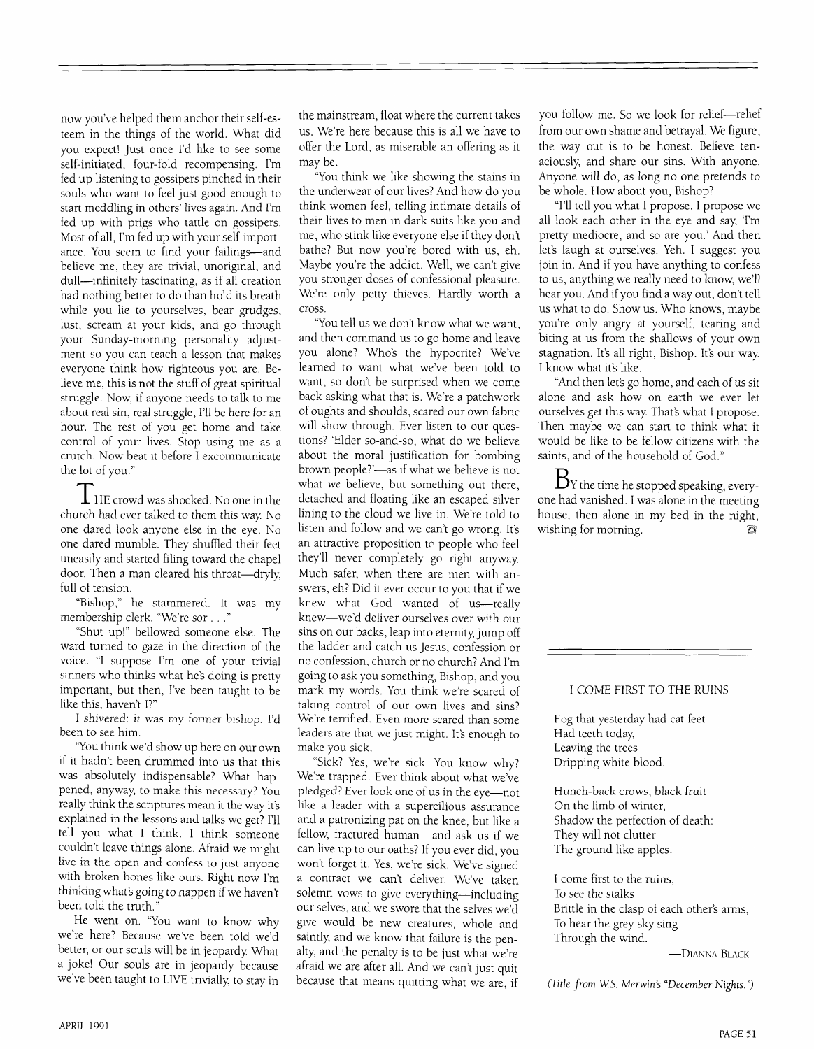now you've helped them anchor their self-esteem in the things of the world. What did you expect! Just once I'd like to see some self-initiated, four-fold recompensing. I'm fed up listening to gossipers pinched in their souls who want to feel just good enough to start meddling in others' lives again. And I'm fed up with prigs who tattle on gossipers. Most of all, I'm fed up with your self-importance. You seem to find your failings—and believe me, they are trivial, unoriginal, and dull—infinitely fascinating, as if all creation had nothing better to do than hold its breath while you lie to yourselves, bear grudges, lust, scream at your kids, and go through your Sunday-morning personality adjustment so you can teach a lesson that makes everyone think how righteous you are. Believe me, this is not the stuff of great spiritual struggle. Now, if anyone needs to talk to me about real sin, real struggle, I'll be here for an hour. The rest of you get home and take control of your lives. Stop using me as a crutch. Now beat it before I excommunicate the lot of you."

THE crowd was shocked. No one in the church had ever talked to them this way. No one dared look anyone else in the eye. No one dared mumble. They shuffled their feet uneasily and started filing toward the chapel door. Then a man cleared his throat—dryly, full of tension.

"Bishop," he stammered. It was my membership clerk. "We're sor . . ."

"Shut up!" bellowed someone else. The ward turned to gaze in the direction of the voice. "I suppose I'm one of your trivial sinners who thinks what he's doing is pretty important, but then, I've been taught to be like this, haven't I?"

I shivered: it was my former bishop. I'd been to see him.

"You think we'd show up here on our own if it hadn't been drummed into us that this was absolutely indispensable? What happened, anyway, to make this necessary? You really think the scriptures mean it the way it's explained in the lessons and talks we get? I'll tell you what I think. I think someone couldn't leave things alone. Afraid we might live in the open and confess to just anyone with broken bones like ours. Right now I'm thinking what's going to happen if we haven't been told the truth."

He went on. "You want to know why we're here? Because we've been told we'd better, or our souls will be in jeopardy. What a joke! Our souls are in jeopardy because we've been taught to LIVE trivially, to stay in the mainstream, float where the current takes us. We're here because this is all we have to offer the Lord, as miserable an offering as it may be.

"You think we like showing the stains in the underwear of our lives? And how do you think women feel, telling intimate details of their lives to men in dark suits like you and me, who stink like everyone else if they don't bathe? But now you're bored with us, eh. Maybe you're the addict. Well, we can't give you stronger doses of confessional pleasure. We're only petty thieves. Hardly worth a cross.

"You tell us we don't know what we want, and then command us to go home and leave you alone? Who's the hypocrite? We've learned to want what we've been told to want, so don't be surprised when we come back asking what that is. We're a patchwork of oughts and shoulds, scared our own fabric will show through. Ever listen to our questions? 'Elder so-and-so, what do we believe about the moral justification for bombing brown people?'—as if what we believe is not what *we* believe, but something out there, detached and floating like an escaped silver lining to the cloud we live in. We're told to listen and follow and we can't go wrong. It's an attractive proposition to people who feel they'll never completely go right anyway. Much safer, when there are men with answers, eh? Did it ever occur to you that if we knew what God wanted of us—really knew—we'd deliver ourselves over with our sins on our backs, leap into eternity, jump off the ladder and catch us Jesus, confession or no confession, church or no church? And I'm going to ask you something, Bishop, and you mark my words. You think we're scared of taking control of our own lives and sins? We're terrified. Even more scared than some leaders are that we just might. It's enough to make you sick.

"Sick? Yes, we're sick. You know why? We're trapped. Ever think about what we've pledged? Ever look one of us in the eye—not like a leader with a supercilious assurance and a patronizing pat on the knee, but like a fellow, fractured human—and ask us if we can live up to our oaths? If you ever did, you won't forget it. Yes, we're sick. We've signed a contract we can't deliver. We've taken solemn vows to give everything—including our selves, and we swore that the selves we'd give would be new creatures, whole and saintly, and we know that failure is the penalty, and the penalty is to be just what we're afraid we are after all. And we can't just quit because that means quitting what we are, if you follow me. So we look for relief—relief from our own shame and betrayal. We figure, the way out is to be honest. Believe tenaciously, and share our sins. With anyone. Anyone will do, as long no one pretends to be whole. How about you, Bishop?

"I'll tell you what I propose. I propose we all look each other in the eye and say, 'I'm pretty mediocre, and so are you.' And then let's laugh at ourselves. Yeh. I suggest you join in. And if you have anything to confess to us, anything we really need to know, we'll hear you. And if you find a way out, don't tell us what to do. Show us. Who knows, maybe you're only angry at yourself, tearing and biting at us from the shallows of your own stagnation. It's all right, Bishop. It's our way. I know what it's like.

"And then let's go home, and each of us sit alone and ask how on earth we ever let ourselves get this way. That's what I propose. Then maybe we can start to think what it would be like to be fellow citizens with the saints, and of the household of God."

BY the time he stopped speaking, everyone had vanished. I was alone in the meeting house, then alone in my bed in the night, wishing for morning.

---

## I COME FIRST TO THE RUINS

Fog that yesterday had cat feet
Had teeth today,
Leaving the trees
Dripping white blood.

Hunch-back crows, black fruit
On the limb of winter,
Shadow the perfection of death:
They will not clutter
The ground like apples.

I come first to the ruins,
To see the stalks
Brittle in the clasp of each other's arms,
To hear the grey sky sing
Through the wind.

—DIANNA BLACK

*(Title from W.S. Merwin's "December Nights.")*